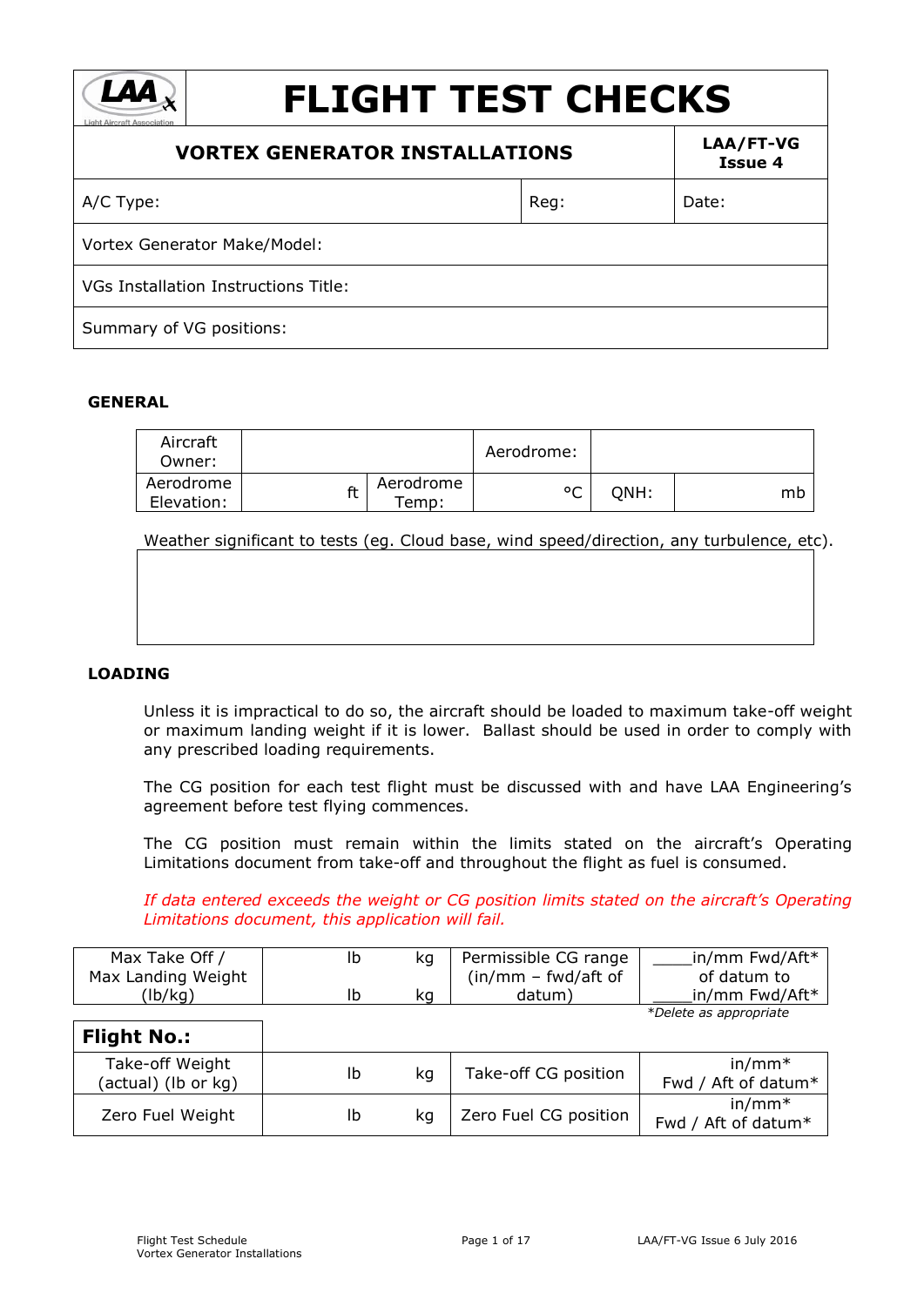# FLIGHT TEST CHECKS

| VORTEX GENERATOR INSTALLATIONS | | LAA/FT-VG Issue 4 |
|---|---|---|
| A/C Type: | Reg: | Date: |
| Vortex Generator Make/Model: | | |
| VGs Installation Instructions Title: | | |
| Summary of VG positions: | | |

## GENERAL

| Aircraft Owner: | | | Aerodrome: | | |
|---|---|---|---|---|---|
| Aerodrome Elevation: | ft | Aerodrome Temp: | °C | QNH: | mb |

Weather significant to tests (eg. Cloud base, wind speed/direction, any turbulence, etc).

| |
|---|
| |

## LOADING

Unless it is impractical to do so, the aircraft should be loaded to maximum take-off weight or maximum landing weight if it is lower. Ballast should be used in order to comply with any prescribed loading requirements.

The CG position for each test flight must be discussed with and have LAA Engineering's agreement before test flying commences.

The CG position must remain within the limits stated on the aircraft's Operating Limitations document from take-off and throughout the flight as fuel is consumed.

*If data entered exceeds the weight or CG position limits stated on the aircraft's Operating Limitations document, this application will fail.*

| Max Take Off / Max Landing Weight (lb/kg) | lb kg<br>lb kg | Permissible CG range (in/mm – fwd/aft of datum) | ____in/mm Fwd/Aft* of datum to ____in/mm Fwd/Aft* |
|---|---|---|---|

*Delete as appropriate

| Flight No.: | | | |
|---|---|---|---|
| Take-off Weight (actual) (lb or kg) | lb kg | Take-off CG position | in/mm* Fwd / Aft of datum* |
| Zero Fuel Weight | lb kg | Zero Fuel CG position | in/mm* Fwd / Aft of datum* |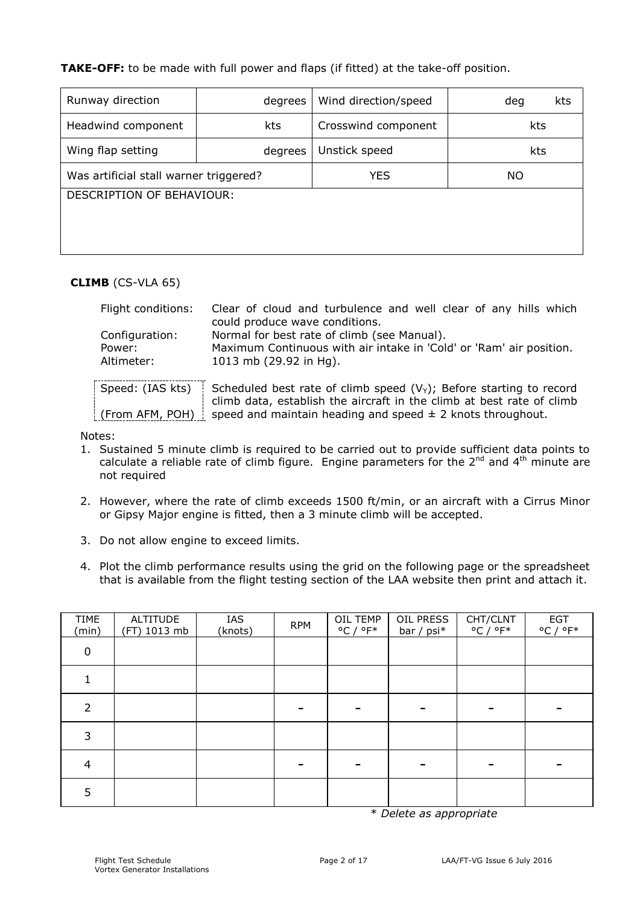**TAKE-OFF:** to be made with full power and flaps (if fitted) at the take-off position.

| Runway direction | degrees | Wind direction/speed | deg kts |
|---|---|---|---|
| Headwind component | kts | Crosswind component | kts |
| Wing flap setting | degrees | Unstick speed | kts |
| Was artificial stall warner triggered? | | YES | NO |
| DESCRIPTION OF BEHAVIOUR: | | | |

**CLIMB** (CS-VLA 65)

Flight conditions: Clear of cloud and turbulence and well clear of any hills which could produce wave conditions.
Configuration: Normal for best rate of climb (see Manual).
Power: Maximum Continuous with air intake in 'Cold' or 'Ram' air position.
Altimeter: 1013 mb (29.92 in Hg).

Speed: (IAS kts) (From AFM, POH) Scheduled best rate of climb speed ($V_Y$); Before starting to record climb data, establish the aircraft in the climb at best rate of climb speed and maintain heading and speed ± 2 knots throughout.

Notes:

1. Sustained 5 minute climb is required to be carried out to provide sufficient data points to calculate a reliable rate of climb figure. Engine parameters for the 2nd and 4th minute are not required
2. However, where the rate of climb exceeds 1500 ft/min, or an aircraft with a Cirrus Minor or Gipsy Major engine is fitted, then a 3 minute climb will be accepted.
3. Do not allow engine to exceed limits.
4. Plot the climb performance results using the grid on the following page or the spreadsheet that is available from the flight testing section of the LAA website then print and attach it.

| TIME (min) | ALTITUDE (FT) 1013 mb | IAS (knots) | RPM | OIL TEMP °C / °F* | OIL PRESS bar / psi* | CHT/CLNT °C / °F* | EGT °C / °F* |
|---|---|---|---|---|---|---|---|
| 0 | | | | | | | |
| 1 | | | | | | | |
| 2 | | | - | - | - | - | - |
| 3 | | | | | | | |
| 4 | | | - | - | - | - | - |
| 5 | | | | | | | |

*\* Delete as appropriate*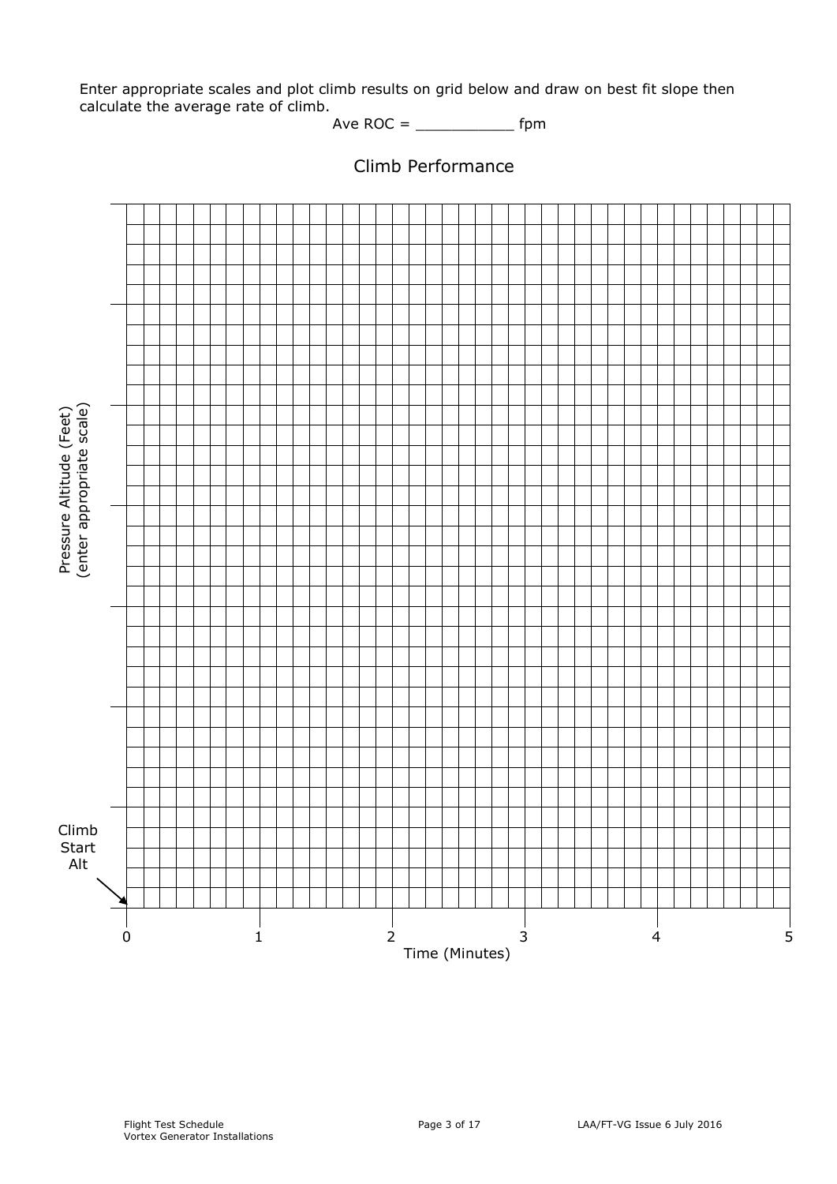Enter appropriate scales and plot climb results on grid below and draw on best fit slope then calculate the average rate of climb.

Ave ROC = ___________ fpm

## Climb Performance

Pressure Altitude (Feet)
(enter appropriate scale)

Climb Start Alt

0 1 2 3 4 5

Time (Minutes)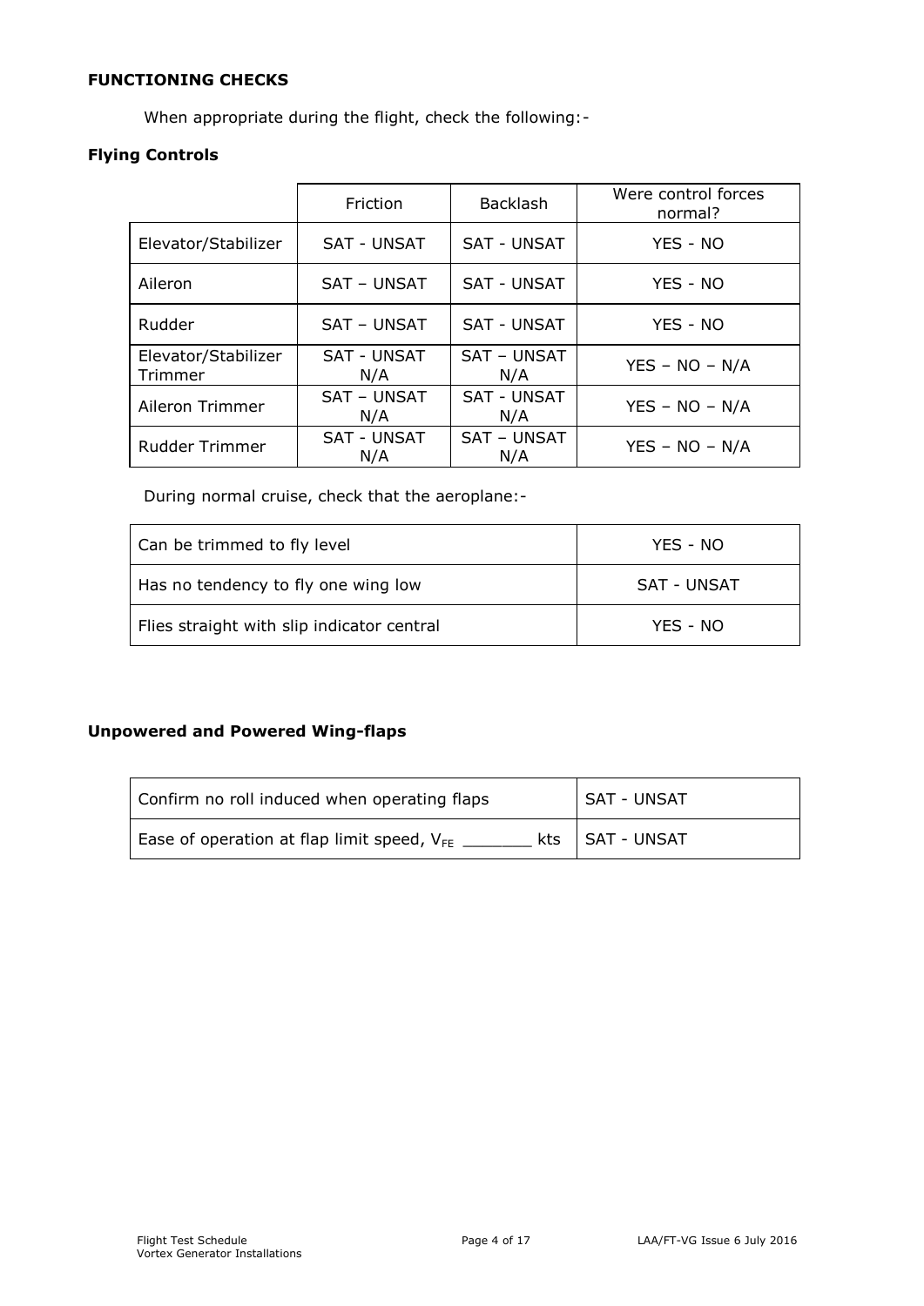**FUNCTIONING CHECKS**

When appropriate during the flight, check the following:-

**Flying Controls**

| | Friction | Backlash | Were control forces normal? |
|---|---|---|---|
| Elevator/Stabilizer | SAT - UNSAT | SAT - UNSAT | YES - NO |
| Aileron | SAT – UNSAT | SAT - UNSAT | YES - NO |
| Rudder | SAT – UNSAT | SAT - UNSAT | YES - NO |
| Elevator/Stabilizer Trimmer | SAT - UNSAT N/A | SAT – UNSAT N/A | YES – NO – N/A |
| Aileron Trimmer | SAT – UNSAT N/A | SAT - UNSAT N/A | YES – NO – N/A |
| Rudder Trimmer | SAT - UNSAT N/A | SAT – UNSAT N/A | YES – NO – N/A |

During normal cruise, check that the aeroplane:-

| | |
|---|---|
| Can be trimmed to fly level | YES - NO |
| Has no tendency to fly one wing low | SAT - UNSAT |
| Flies straight with slip indicator central | YES - NO |

**Unpowered and Powered Wing-flaps**

| | |
|---|---|
| Confirm no roll induced when operating flaps | SAT - UNSAT |
| Ease of operation at flap limit speed, $V_{FE}$ _______ kts | SAT - UNSAT |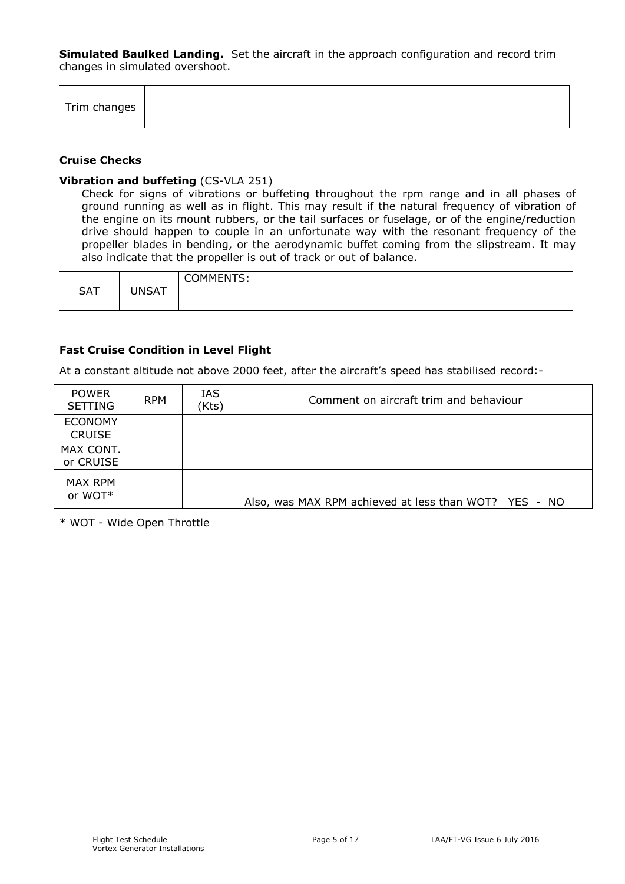**Simulated Baulked Landing.** Set the aircraft in the approach configuration and record trim changes in simulated overshoot.

| Trim changes | |
|---|---|

### Cruise Checks

**Vibration and buffeting** (CS-VLA 251)

Check for signs of vibrations or buffeting throughout the rpm range and in all phases of ground running as well as in flight. This may result if the natural frequency of vibration of the engine on its mount rubbers, or the tail surfaces or fuselage, or of the engine/reduction drive should happen to couple in an unfortunate way with the resonant frequency of the propeller blades in bending, or the aerodynamic buffet coming from the slipstream. It may also indicate that the propeller is out of track or out of balance.

| SAT | UNSAT | COMMENTS: |
|---|---|---|

### Fast Cruise Condition in Level Flight

At a constant altitude not above 2000 feet, after the aircraft's speed has stabilised record:-

| POWER SETTING | RPM | IAS (Kts) | Comment on aircraft trim and behaviour |
|---|---|---|---|
| ECONOMY CRUISE | | | |
| MAX CONT. or CRUISE | | | |
| MAX RPM or WOT* | | | Also, was MAX RPM achieved at less than WOT? YES - NO |

* WOT - Wide Open Throttle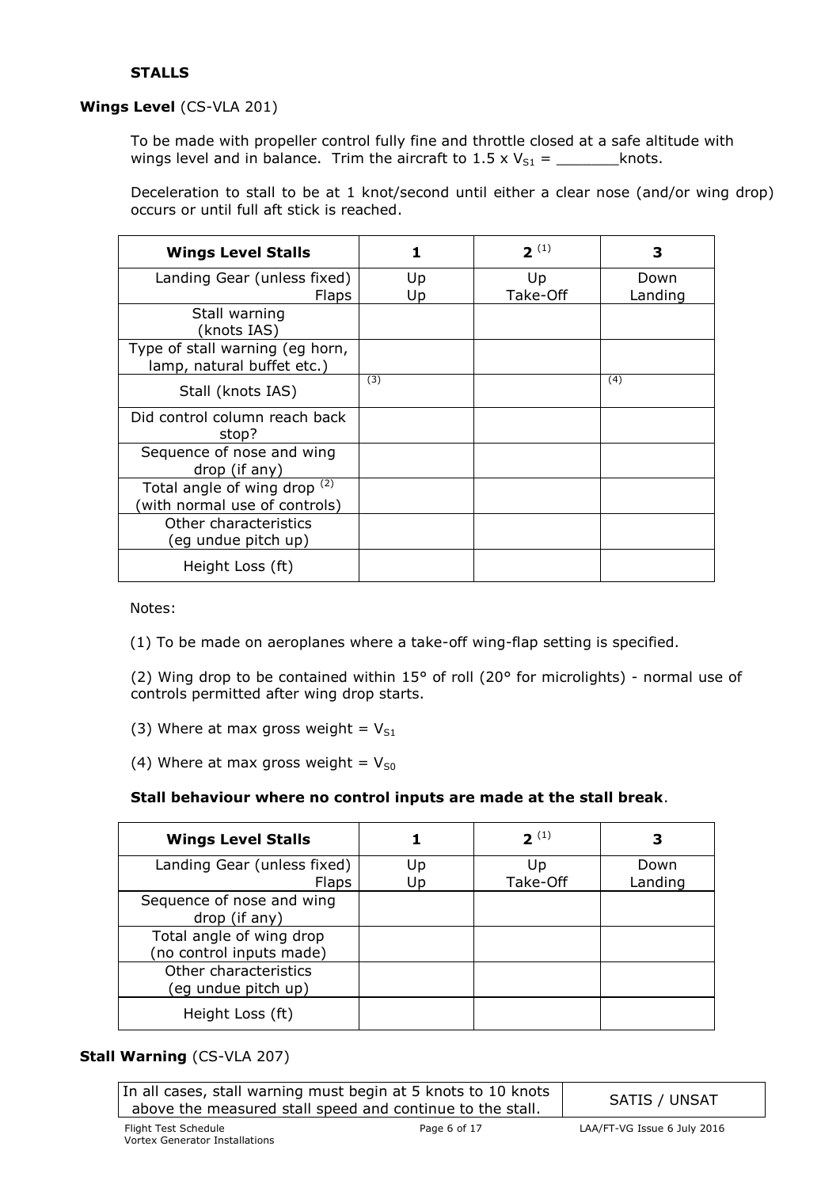### STALLS

#### Wings Level (CS-VLA 201)

To be made with propeller control fully fine and throttle closed at a safe altitude with wings level and in balance. Trim the aircraft to 1.5 x $V_{S1}$ = _______knots.

Deceleration to stall to be at 1 knot/second until either a clear nose (and/or wing drop) occurs or until full aft stick is reached.

| Wings Level Stalls | 1 | 2 (1) | 3 |
|---|---|---|---|
| Landing Gear (unless fixed) Flaps | Up Up | Up Take-Off | Down Landing |
| Stall warning (knots IAS) | | | |
| Type of stall warning (eg horn, lamp, natural buffet etc.) | | | |
| Stall (knots IAS) | (3) | | (4) |
| Did control column reach back stop? | | | |
| Sequence of nose and wing drop (if any) | | | |
| Total angle of wing drop (2) (with normal use of controls) | | | |
| Other characteristics (eg undue pitch up) | | | |
| Height Loss (ft) | | | |

Notes:

(1) To be made on aeroplanes where a take-off wing-flap setting is specified.

(2) Wing drop to be contained within 15° of roll (20° for microlights) - normal use of controls permitted after wing drop starts.

(3) Where at max gross weight = $V_{S1}$

(4) Where at max gross weight = $V_{S0}$

**Stall behaviour where no control inputs are made at the stall break**.

| Wings Level Stalls | 1 | 2 (1) | 3 |
|---|---|---|---|
| Landing Gear (unless fixed) Flaps | Up Up | Up Take-Off | Down Landing |
| Sequence of nose and wing drop (if any) | | | |
| Total angle of wing drop (no control inputs made) | | | |
| Other characteristics (eg undue pitch up) | | | |
| Height Loss (ft) | | | |

#### Stall Warning (CS-VLA 207)

| In all cases, stall warning must begin at 5 knots to 10 knots above the measured stall speed and continue to the stall. | SATIS / UNSAT |
|---|---|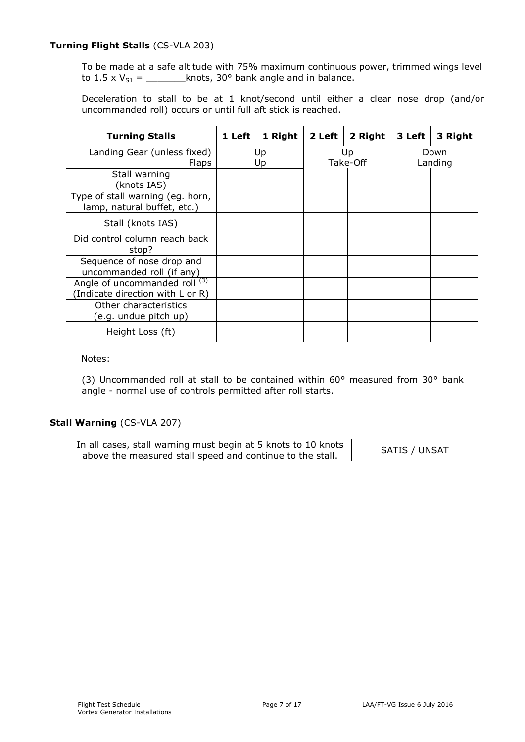**Turning Flight Stalls** (CS-VLA 203)

To be made at a safe altitude with 75% maximum continuous power, trimmed wings level to 1.5 x $V_{S1}$ = _______knots, 30° bank angle and in balance.

Deceleration to stall to be at 1 knot/second until either a clear nose drop (and/or uncommanded roll) occurs or until full aft stick is reached.

| Turning Stalls | 1 Left | 1 Right | 2 Left | 2 Right | 3 Left | 3 Right |
|---|---|---|---|---|---|---|
| Landing Gear (unless fixed) Flaps | Up Up | | Up Take-Off | | Down Landing | |
| Stall warning (knots IAS) | | | | | | |
| Type of stall warning (eg. horn, lamp, natural buffet, etc.) | | | | | | |
| Stall (knots IAS) | | | | | | |
| Did control column reach back stop? | | | | | | |
| Sequence of nose drop and uncommanded roll (if any) | | | | | | |
| Angle of uncommanded roll [3] (Indicate direction with L or R) | | | | | | |
| Other characteristics (e.g. undue pitch up) | | | | | | |
| Height Loss (ft) | | | | | | |

Notes:

(3) Uncommanded roll at stall to be contained within 60° measured from 30° bank angle - normal use of controls permitted after roll starts.

**Stall Warning** (CS-VLA 207)

| In all cases, stall warning must begin at 5 knots to 10 knots above the measured stall speed and continue to the stall. | SATIS / UNSAT |
|---|---|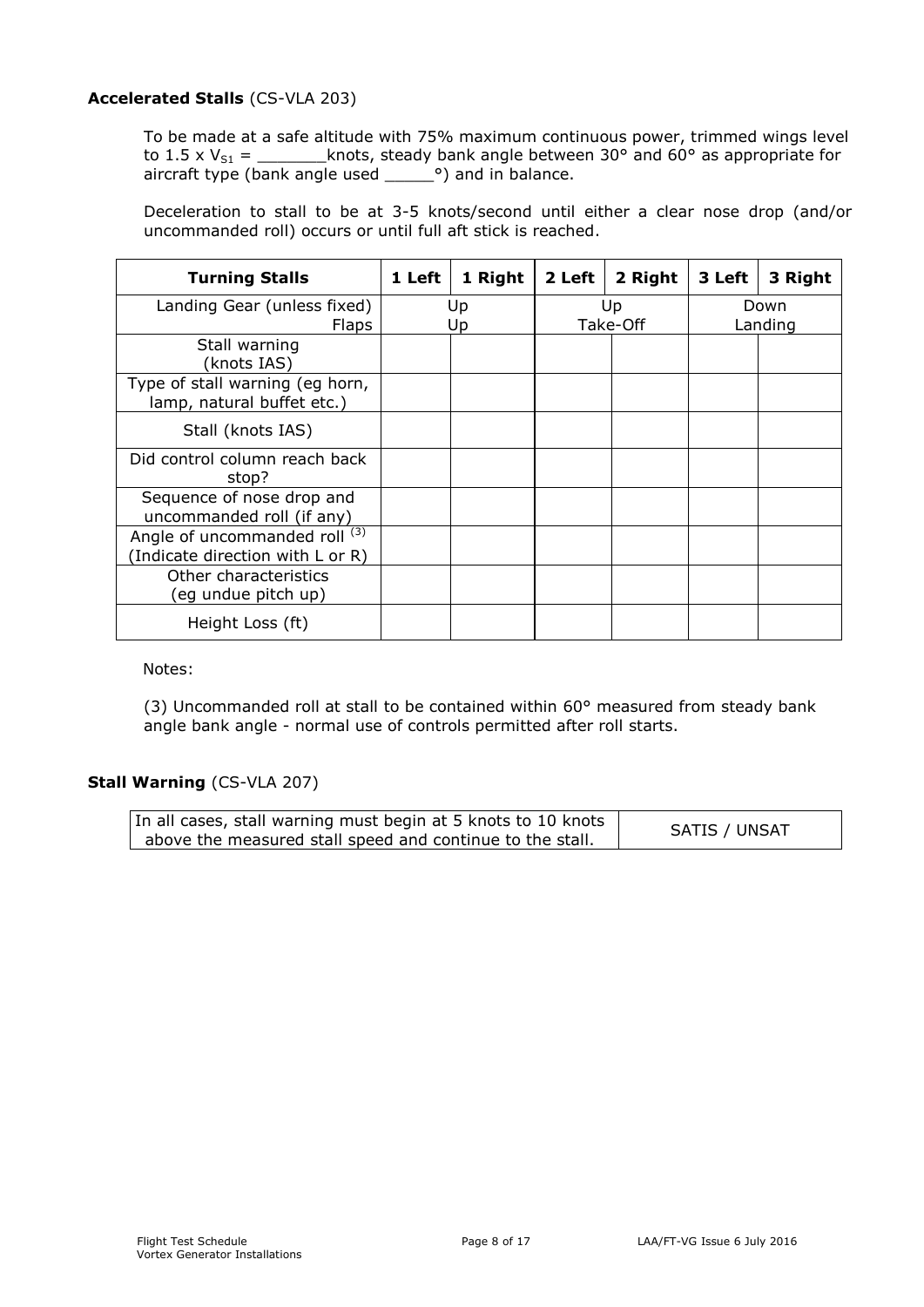**Accelerated Stalls** (CS-VLA 203)

To be made at a safe altitude with 75% maximum continuous power, trimmed wings level to 1.5 x $V_{S1}$ = _______knots, steady bank angle between 30° and 60° as appropriate for aircraft type (bank angle used _____°) and in balance.

Deceleration to stall to be at 3-5 knots/second until either a clear nose drop (and/or uncommanded roll) occurs or until full aft stick is reached.

| Turning Stalls | 1 Left | 1 Right | 2 Left | 2 Right | 3 Left | 3 Right |
|---|---|---|---|---|---|---|
| Landing Gear (unless fixed) Flaps | Up Up | | Up Take-Off | | Down Landing | |
| Stall warning (knots IAS) | | | | | | |
| Type of stall warning (eg horn, lamp, natural buffet etc.) | | | | | | |
| Stall (knots IAS) | | | | | | |
| Did control column reach back stop? | | | | | | |
| Sequence of nose drop and uncommanded roll (if any) | | | | | | |
| Angle of uncommanded roll [(3)] (Indicate direction with L or R) | | | | | | |
| Other characteristics (eg undue pitch up) | | | | | | |
| Height Loss (ft) | | | | | | |

Notes:

(3) Uncommanded roll at stall to be contained within 60° measured from steady bank angle bank angle - normal use of controls permitted after roll starts.

**Stall Warning** (CS-VLA 207)

| In all cases, stall warning must begin at 5 knots to 10 knots above the measured stall speed and continue to the stall. | SATIS / UNSAT |
|---|---|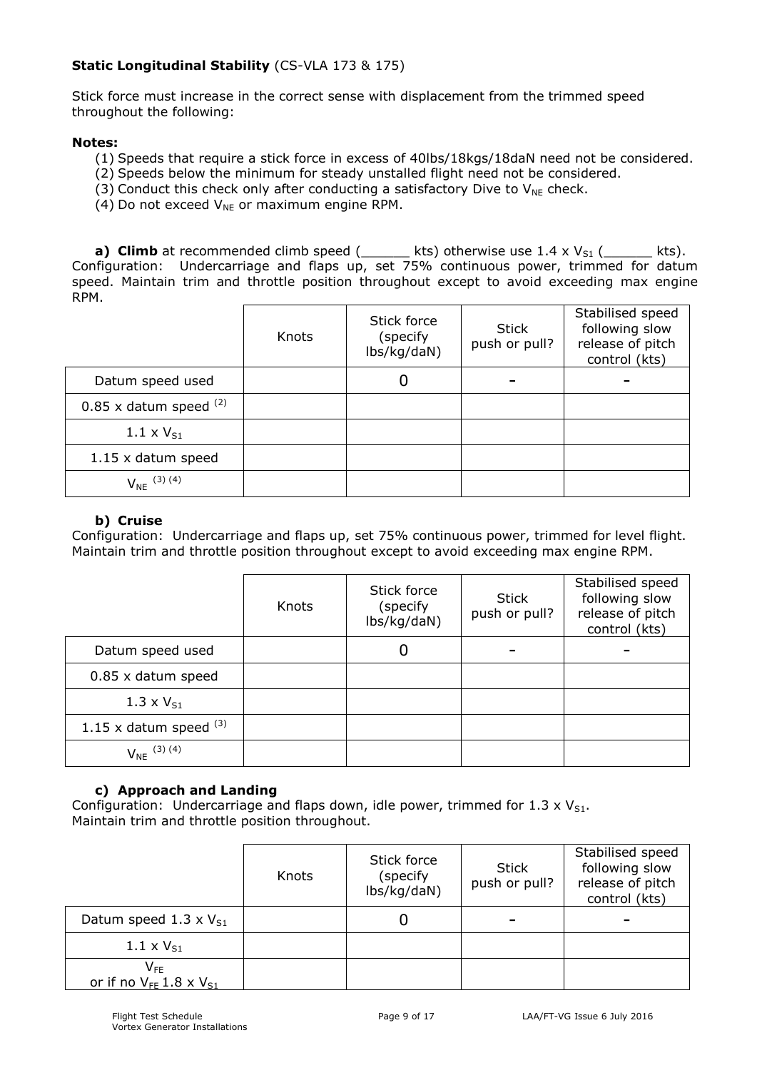**Static Longitudinal Stability** (CS-VLA 173 & 175)

Stick force must increase in the correct sense with displacement from the trimmed speed throughout the following:

**Notes:**

(1) Speeds that require a stick force in excess of 40lbs/18kgs/18daN need not be considered.
(2) Speeds below the minimum for steady unstalled flight need not be considered.
(3) Conduct this check only after conducting a satisfactory Dive to $V_{NE}$ check.
(4) Do not exceed $V_{NE}$ or maximum engine RPM.

**a) Climb** at recommended climb speed (______ kts) otherwise use 1.4 x $V_{S1}$ (______ kts).
Configuration: Undercarriage and flaps up, set 75% continuous power, trimmed for datum speed. Maintain trim and throttle position throughout except to avoid exceeding max engine RPM.

| | Knots | Stick force (specify lbs/kg/daN) | Stick push or pull? | Stabilised speed following slow release of pitch control (kts) |
|---|---|---|---|---|
| Datum speed used | | 0 | - | - |
| 0.85 x datum speed (2) | | | | |
| 1.1 x $V_{S1}$ | | | | |
| 1.15 x datum speed | | | | |
| $V_{NE}$ (3) (4) | | | | |

**b) Cruise**

Configuration: Undercarriage and flaps up, set 75% continuous power, trimmed for level flight. Maintain trim and throttle position throughout except to avoid exceeding max engine RPM.

| | Knots | Stick force (specify lbs/kg/daN) | Stick push or pull? | Stabilised speed following slow release of pitch control (kts) |
|---|---|---|---|---|
| Datum speed used | | 0 | - | - |
| 0.85 x datum speed | | | | |
| 1.3 x $V_{S1}$ | | | | |
| 1.15 x datum speed (3) | | | | |
| $V_{NE}$ (3) (4) | | | | |

**c) Approach and Landing**

Configuration: Undercarriage and flaps down, idle power, trimmed for 1.3 x $V_{S1}$.
Maintain trim and throttle position throughout.

| | Knots | Stick force (specify lbs/kg/daN) | Stick push or pull? | Stabilised speed following slow release of pitch control (kts) |
|---|---|---|---|---|
| Datum speed 1.3 x $V_{S1}$ | | 0 | - | - |
| 1.1 x $V_{S1}$ | | | | |
| $V_{FE}$ or if no $V_{FE}$ 1.8 x $V_{S1}$ | | | | |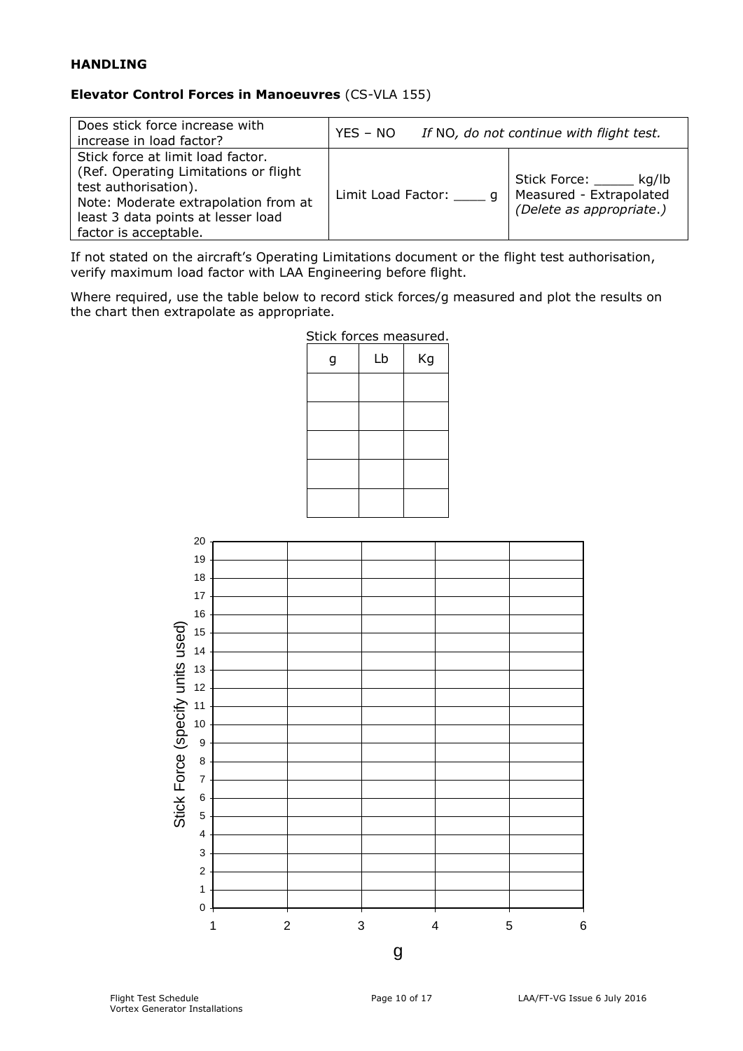**HANDLING**

**Elevator Control Forces in Manoeuvres** (CS-VLA 155)

| Does stick force increase with increase in load factor? | YES – NO *If* NO*, do not continue with flight test.* | |
|---|---|---|
| Stick force at limit load factor. (Ref. Operating Limitations or flight test authorisation). Note: Moderate extrapolation from at least 3 data points at lesser load factor is acceptable. | Limit Load Factor: ____ g | Stick Force: _____ kg/lb Measured - Extrapolated *(Delete as appropriate.)* |

If not stated on the aircraft's Operating Limitations document or the flight test authorisation, verify maximum load factor with LAA Engineering before flight.

Where required, use the table below to record stick forces/g measured and plot the results on the chart then extrapolate as appropriate.

Stick forces measured.

| g | Lb | Kg |
|---|---|---|
| | | |
| | | |
| | | |
| | | |
| | | |

Stick Force (specify units used)

20
19
18
17
16
15
14
13
12
11
10
9
8
7
6
5
4
3
2
1
0

1 2 3 4 5 6

g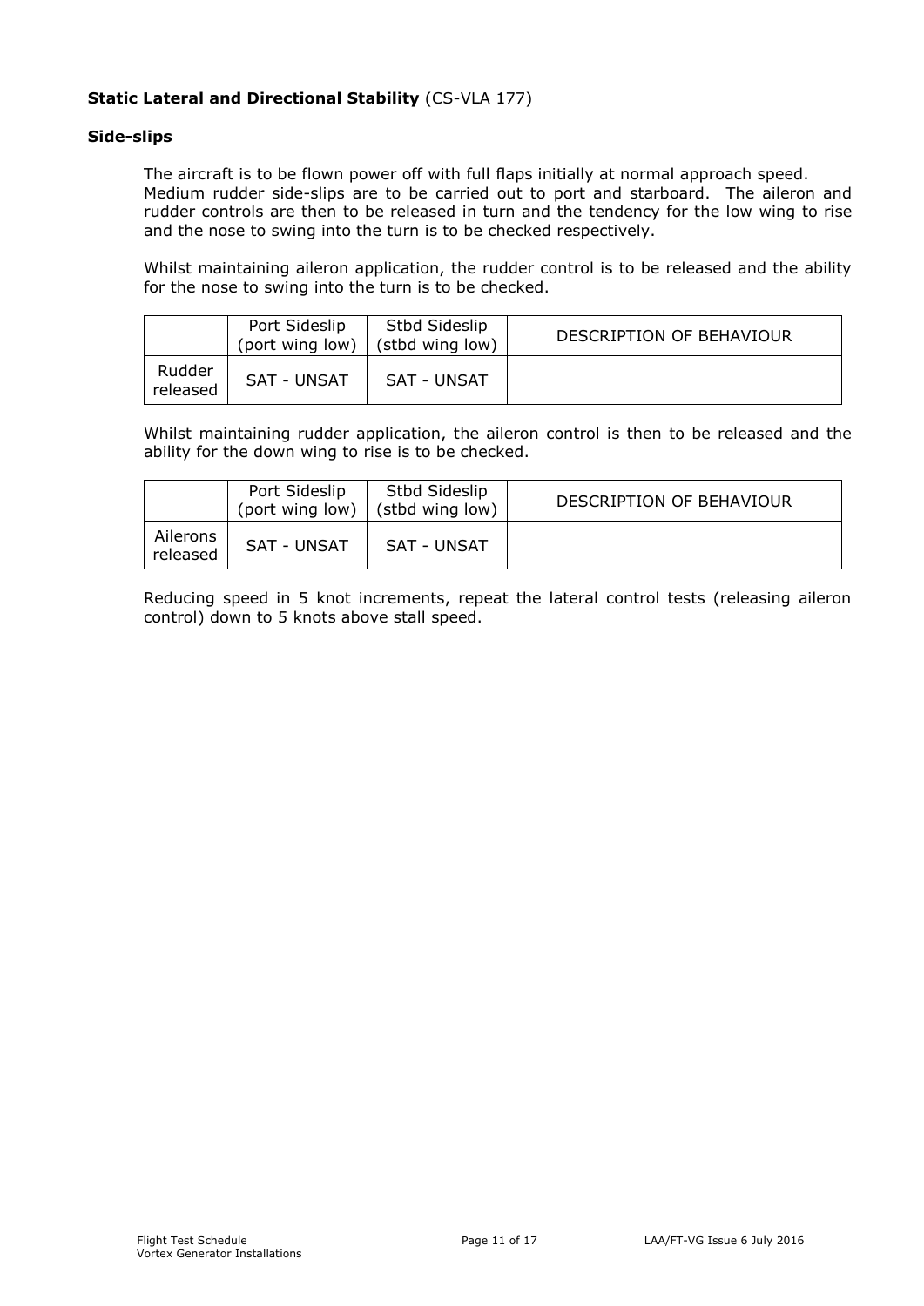**Static Lateral and Directional Stability** (CS-VLA 177)

**Side-slips**

The aircraft is to be flown power off with full flaps initially at normal approach speed. Medium rudder side-slips are to be carried out to port and starboard. The aileron and rudder controls are then to be released in turn and the tendency for the low wing to rise and the nose to swing into the turn is to be checked respectively.

Whilst maintaining aileron application, the rudder control is to be released and the ability for the nose to swing into the turn is to be checked.

| | Port Sideslip (port wing low) | Stbd Sideslip (stbd wing low) | DESCRIPTION OF BEHAVIOUR |
|---|---|---|---|
| Rudder released | SAT - UNSAT | SAT - UNSAT | |

Whilst maintaining rudder application, the aileron control is then to be released and the ability for the down wing to rise is to be checked.

| | Port Sideslip (port wing low) | Stbd Sideslip (stbd wing low) | DESCRIPTION OF BEHAVIOUR |
|---|---|---|---|
| Ailerons released | SAT - UNSAT | SAT - UNSAT | |

Reducing speed in 5 knot increments, repeat the lateral control tests (releasing aileron control) down to 5 knots above stall speed.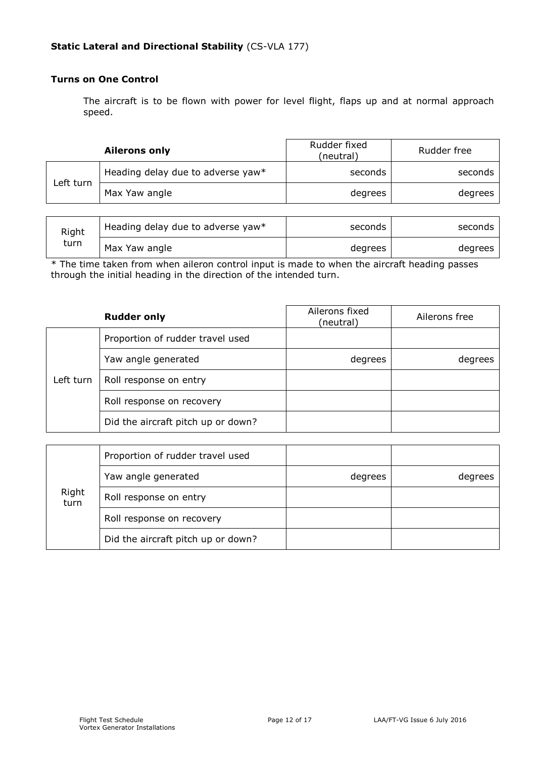**Static Lateral and Directional Stability** (CS-VLA 177)

**Turns on One Control**

The aircraft is to be flown with power for level flight, flaps up and at normal approach speed.

| | **Ailerons only** | Rudder fixed (neutral) | Rudder free |
|---|---|---|---|
| Left turn | Heading delay due to adverse yaw* | seconds | seconds |
| | Max Yaw angle | degrees | degrees |

| | | | |
|---|---|---|---|
| Right turn | Heading delay due to adverse yaw* | seconds | seconds |
| | Max Yaw angle | degrees | degrees |

* The time taken from when aileron control input is made to when the aircraft heading passes through the initial heading in the direction of the intended turn.

| | **Rudder only** | Ailerons fixed (neutral) | Ailerons free |
|---|---|---|---|
| Left turn | Proportion of rudder travel used | | |
| | Yaw angle generated | degrees | degrees |
| | Roll response on entry | | |
| | Roll response on recovery | | |
| | Did the aircraft pitch up or down? | | |

| | | | |
|---|---|---|---|
| Right turn | Proportion of rudder travel used | | |
| | Yaw angle generated | degrees | degrees |
| | Roll response on entry | | |
| | Roll response on recovery | | |
| | Did the aircraft pitch up or down? | | |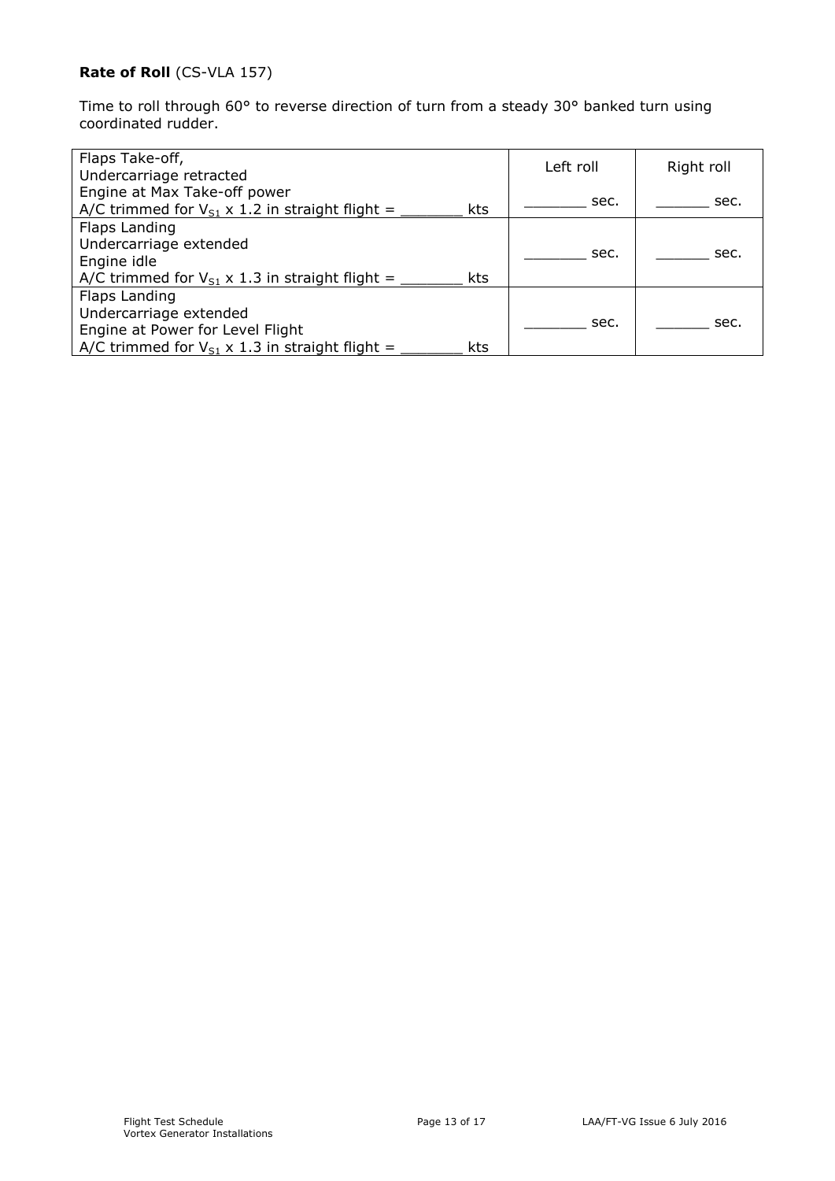**Rate of Roll** (CS-VLA 157)

Time to roll through 60° to reverse direction of turn from a steady 30° banked turn using coordinated rudder.

| | Left roll | Right roll |
|---|---|---|
| Flaps Take-off,<br>Undercarriage retracted<br>Engine at Max Take-off power<br>A/C trimmed for $V_{S1}$ x 1.2 in straight flight = _______ kts | _______ sec. | ______ sec. |
| Flaps Landing<br>Undercarriage extended<br>Engine idle<br>A/C trimmed for $V_{S1}$ x 1.3 in straight flight = _______ kts | _______ sec. | ______ sec. |
| Flaps Landing<br>Undercarriage extended<br>Engine at Power for Level Flight<br>A/C trimmed for $V_{S1}$ x 1.3 in straight flight = _______ kts | _______ sec. | ______ sec. |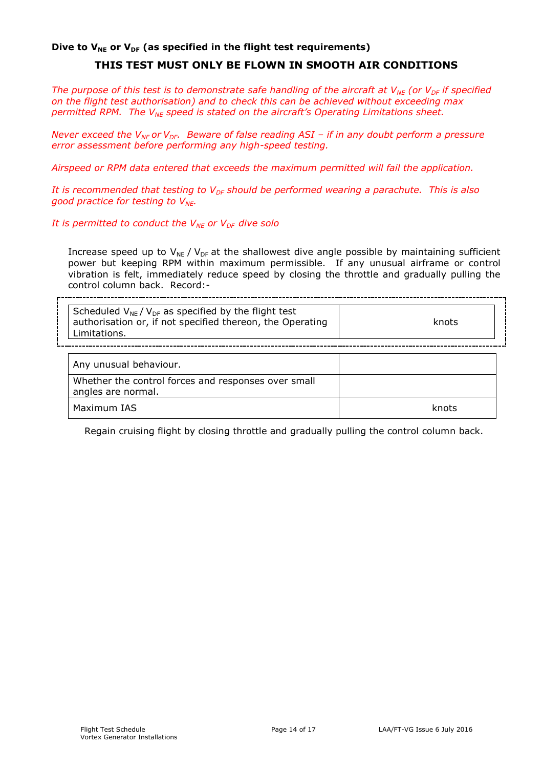**Dive to $V_{NE}$ or $V_{DF}$ (as specified in the flight test requirements)**

**THIS TEST MUST ONLY BE FLOWN IN SMOOTH AIR CONDITIONS**

*The purpose of this test is to demonstrate safe handling of the aircraft at $V_{NE}$ (or $V_{DF}$ if specified on the flight test authorisation) and to check this can be achieved without exceeding max permitted RPM. The $V_{NE}$ speed is stated on the aircraft's Operating Limitations sheet.*

*Never exceed the $V_{NE}$ or $V_{DF}$. Beware of false reading ASI – if in any doubt perform a pressure error assessment before performing any high-speed testing.*

*Airspeed or RPM data entered that exceeds the maximum permitted will fail the application.*

*It is recommended that testing to $V_{DF}$ should be performed wearing a parachute. This is also good practice for testing to $V_{NE}$.*

*It is permitted to conduct the $V_{NE}$ or $V_{DF}$ dive solo*

Increase speed up to $V_{NE}$ / $V_{DF}$ at the shallowest dive angle possible by maintaining sufficient power but keeping RPM within maximum permissible. If any unusual airframe or control vibration is felt, immediately reduce speed by closing the throttle and gradually pulling the control column back. Record:-

| | |
|---|---|
| Scheduled $V_{NE}$ / $V_{DF}$ as specified by the flight test authorisation or, if not specified thereon, the Operating Limitations. | knots |

| | |
|---|---|
| Any unusual behaviour. | |
| Whether the control forces and responses over small angles are normal. | |
| Maximum IAS | knots |

Regain cruising flight by closing throttle and gradually pulling the control column back.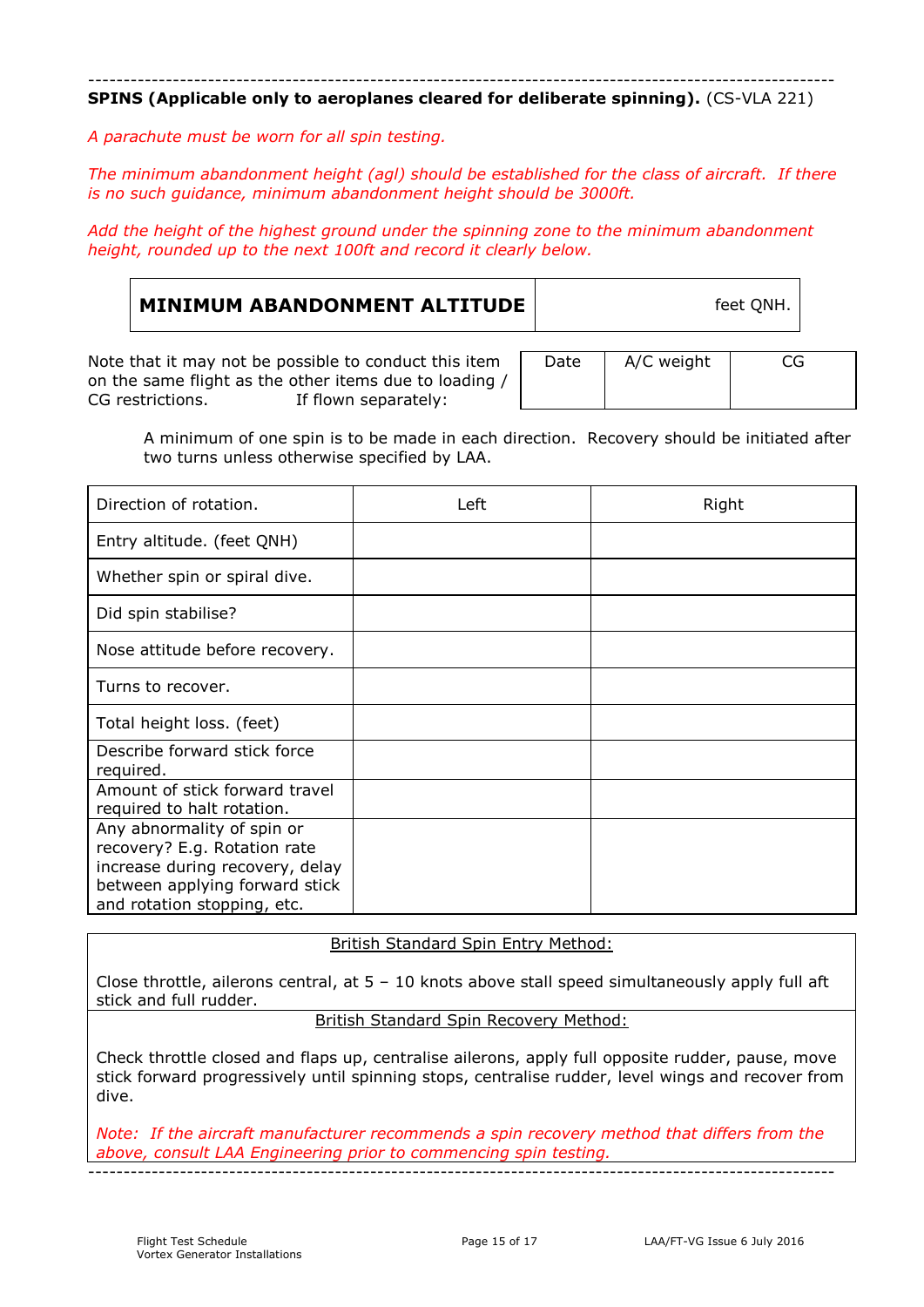---

**SPINS (Applicable only to aeroplanes cleared for deliberate spinning).** (CS-VLA 221)

*A parachute must be worn for all spin testing.*

*The minimum abandonment height (agl) should be established for the class of aircraft. If there is no such guidance, minimum abandonment height should be 3000ft.*

*Add the height of the highest ground under the spinning zone to the minimum abandonment height, rounded up to the next 100ft and record it clearly below.*

| **MINIMUM ABANDONMENT ALTITUDE** | feet QNH. |
|---|---|

Note that it may not be possible to conduct this item on the same flight as the other items due to loading / CG restrictions. If flown separately:

| Date | A/C weight | CG |
|---|---|---|
| | | |

A minimum of one spin is to be made in each direction. Recovery should be initiated after two turns unless otherwise specified by LAA.

| Direction of rotation. | Left | Right |
|---|---|---|
| Entry altitude. (feet QNH) | | |
| Whether spin or spiral dive. | | |
| Did spin stabilise? | | |
| Nose attitude before recovery. | | |
| Turns to recover. | | |
| Total height loss. (feet) | | |
| Describe forward stick force required. | | |
| Amount of stick forward travel required to halt rotation. | | |
| Any abnormality of spin or recovery? E.g. Rotation rate increase during recovery, delay between applying forward stick and rotation stopping, etc. | | |

British Standard Spin Entry Method:

Close throttle, ailerons central, at 5 – 10 knots above stall speed simultaneously apply full aft stick and full rudder.

British Standard Spin Recovery Method:

Check throttle closed and flaps up, centralise ailerons, apply full opposite rudder, pause, move stick forward progressively until spinning stops, centralise rudder, level wings and recover from dive.

*Note: If the aircraft manufacturer recommends a spin recovery method that differs from the above, consult LAA Engineering prior to commencing spin testing.*

---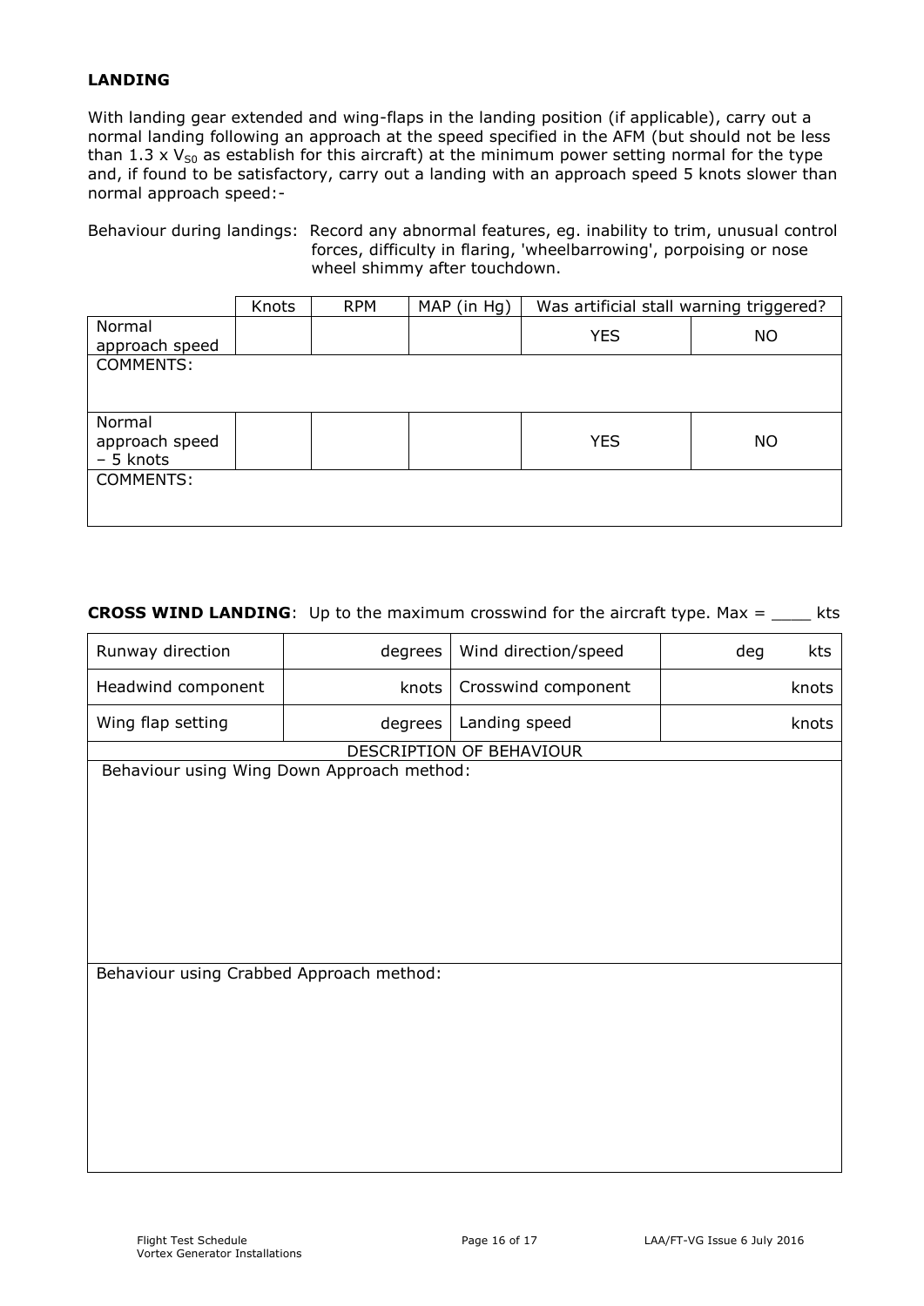## LANDING

With landing gear extended and wing-flaps in the landing position (if applicable), carry out a normal landing following an approach at the speed specified in the AFM (but should not be less than 1.3 x $V_{S0}$ as establish for this aircraft) at the minimum power setting normal for the type and, if found to be satisfactory, carry out a landing with an approach speed 5 knots slower than normal approach speed:-

Behaviour during landings: Record any abnormal features, eg. inability to trim, unusual control forces, difficulty in flaring, 'wheelbarrowing', porpoising or nose wheel shimmy after touchdown.

| | Knots | RPM | MAP (in Hg) | Was artificial stall warning triggered? | |
|---|---|---|---|---|---|
| Normal approach speed | | | | YES | NO |
| COMMENTS: | | | | | |
| Normal approach speed – 5 knots | | | | YES | NO |
| COMMENTS: | | | | | |

**CROSS WIND LANDING**: Up to the maximum crosswind for the aircraft type. Max = ____ kts

| Runway direction | degrees | Wind direction/speed | deg kts |
|---|---|---|---|
| Headwind component | knots | Crosswind component | knots |
| Wing flap setting | degrees | Landing speed | knots |
| DESCRIPTION OF BEHAVIOUR | | | |
| Behaviour using Wing Down Approach method: | | | |
| Behaviour using Crabbed Approach method: | | | |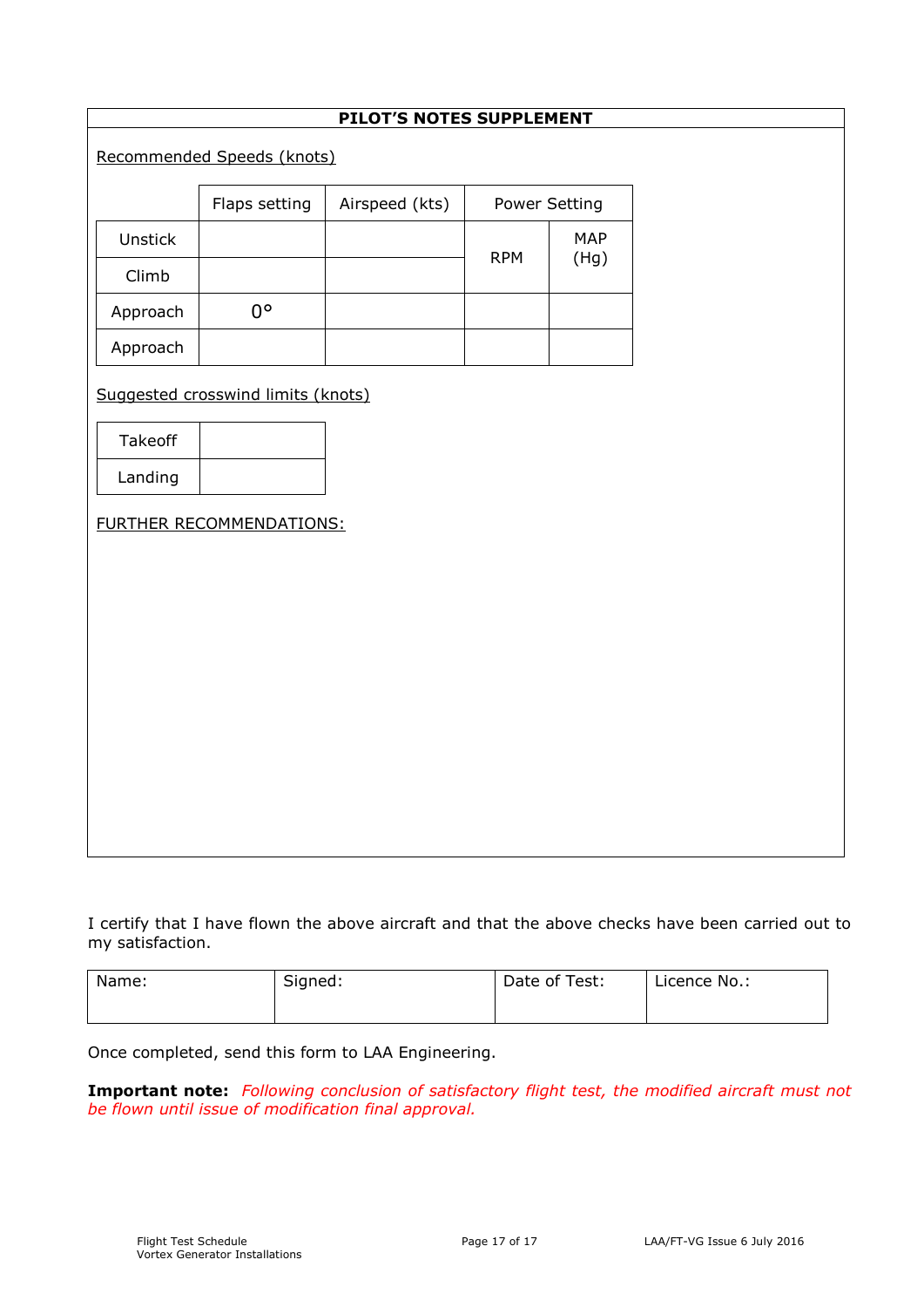## PILOT'S NOTES SUPPLEMENT

Recommended Speeds (knots)

| | Flaps setting | Airspeed (kts) | Power Setting | |
|---|---|---|---|---|
| Unstick | | | RPM | MAP (Hg) |
| Climb | | | | |
| Approach | 0° | | | |
| Approach | | | | |

Suggested crosswind limits (knots)

| | |
|---|---|
| Takeoff | |
| Landing | |

FURTHER RECOMMENDATIONS:

I certify that I have flown the above aircraft and that the above checks have been carried out to my satisfaction.

| Name: | Signed: | Date of Test: | Licence No.: |
|---|---|---|---|
| | | | |

Once completed, send this form to LAA Engineering.

**Important note:** *Following conclusion of satisfactory flight test, the modified aircraft must not be flown until issue of modification final approval.*